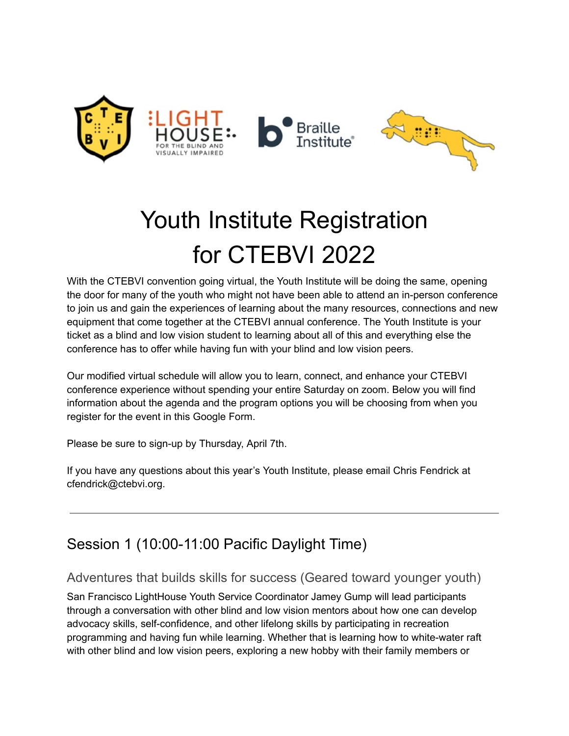# Youth Institute Registration for CTEBVI 2022

With the CTEBVI convention going virtual, the Youth Institute will be doing the same, opening the door for many of the youth who might not have been able to attend an in-person conference to join us and gain the experiences of learning about the many resources, connections and new equipment that come together at the CTEBVI annual conference. The Youth Institute is your ticket as a blind and low vision student to learning about all of this and everything else the conference has to offer while having fun with your blind and low vision peers.

Our modified virtual schedule will allow you to learn, connect, and enhance your CTEBVI conference experience without spending your entire Saturday on zoom. Below you will find information about the agenda and the program options you will be choosing from when you register for the event in this Google Form.

Please be sure to sign-up by Thursday, April 7th.

If you have any questions about this year's Youth Institute, please email Chris Fendrick at cfendrick@ctebvi.org.

---

## Session 1 (10:00-11:00 Pacific Daylight Time)

### Adventures that builds skills for success (Geared toward younger youth)

San Francisco LightHouse Youth Service Coordinator Jamey Gump will lead participants through a conversation with other blind and low vision mentors about how one can develop advocacy skills, self-confidence, and other lifelong skills by participating in recreation programming and having fun while learning. Whether that is learning how to white-water raft with other blind and low vision peers, exploring a new hobby with their family members or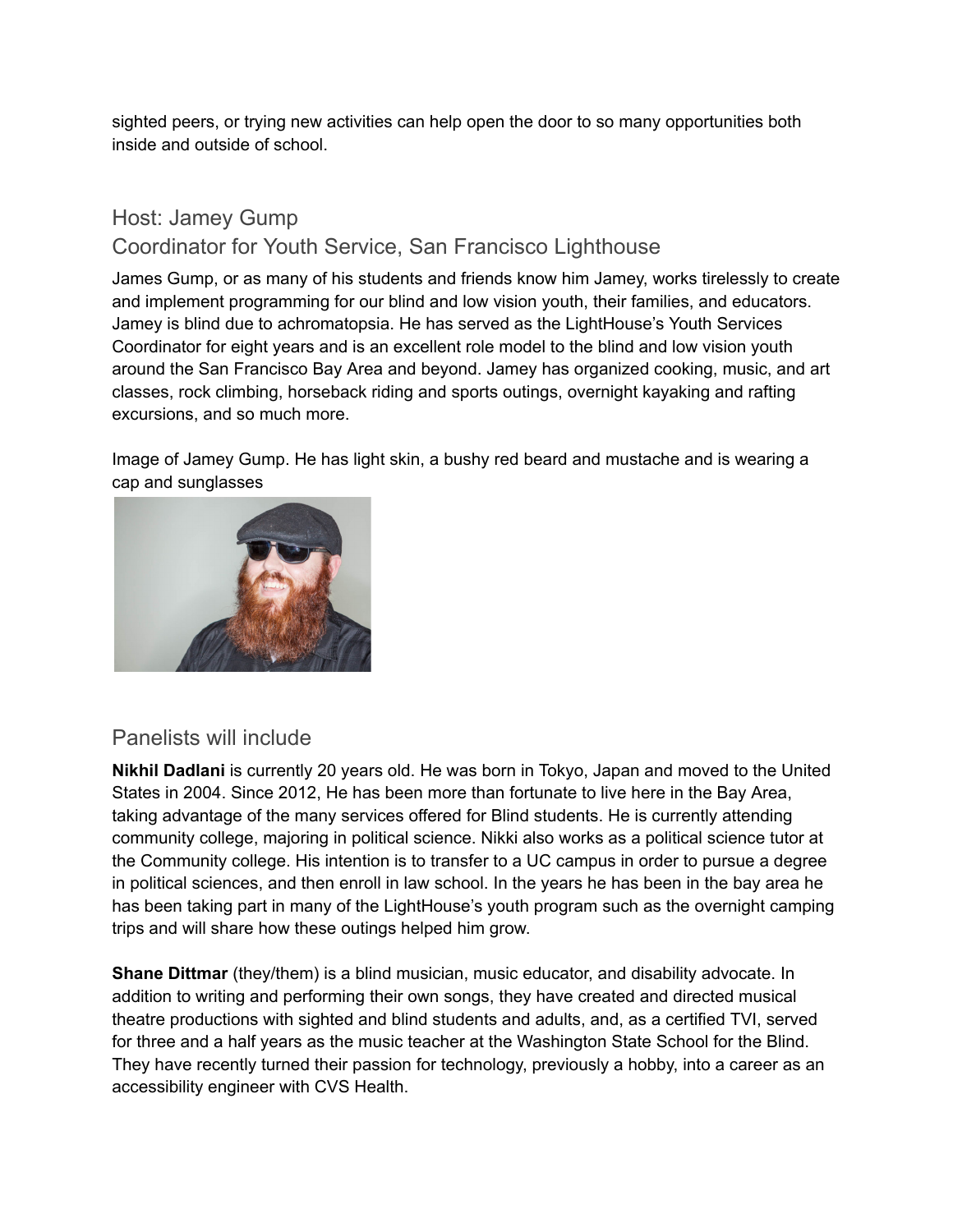sighted peers, or trying new activities can help open the door to so many opportunities both inside and outside of school.

## Host: Jamey Gump
## Coordinator for Youth Service, San Francisco Lighthouse

James Gump, or as many of his students and friends know him Jamey, works tirelessly to create and implement programming for our blind and low vision youth, their families, and educators. Jamey is blind due to achromatopsia. He has served as the LightHouse's Youth Services Coordinator for eight years and is an excellent role model to the blind and low vision youth around the San Francisco Bay Area and beyond. Jamey has organized cooking, music, and art classes, rock climbing, horseback riding and sports outings, overnight kayaking and rafting excursions, and so much more.

Image of Jamey Gump. He has light skin, a bushy red beard and mustache and is wearing a cap and sunglasses

## Panelists will include

**Nikhil Dadlani** is currently 20 years old. He was born in Tokyo, Japan and moved to the United States in 2004. Since 2012, He has been more than fortunate to live here in the Bay Area, taking advantage of the many services offered for Blind students. He is currently attending community college, majoring in political science. Nikki also works as a political science tutor at the Community college. His intention is to transfer to a UC campus in order to pursue a degree in political sciences, and then enroll in law school. In the years he has been in the bay area he has been taking part in many of the LightHouse's youth program such as the overnight camping trips and will share how these outings helped him grow.

**Shane Dittmar** (they/them) is a blind musician, music educator, and disability advocate. In addition to writing and performing their own songs, they have created and directed musical theatre productions with sighted and blind students and adults, and, as a certified TVI, served for three and a half years as the music teacher at the Washington State School for the Blind. They have recently turned their passion for technology, previously a hobby, into a career as an accessibility engineer with CVS Health.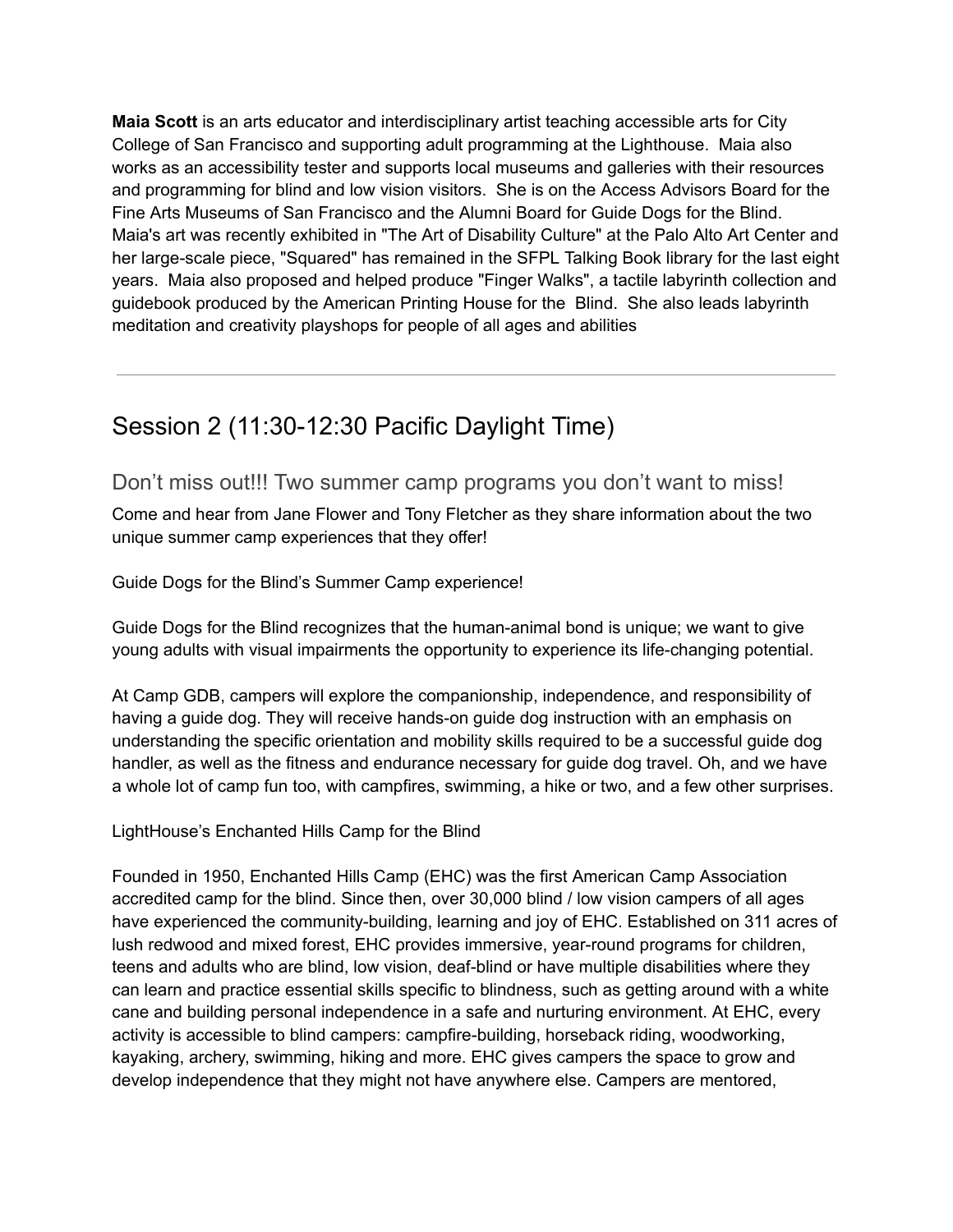**Maia Scott** is an arts educator and interdisciplinary artist teaching accessible arts for City College of San Francisco and supporting adult programming at the Lighthouse. Maia also works as an accessibility tester and supports local museums and galleries with their resources and programming for blind and low vision visitors. She is on the Access Advisors Board for the Fine Arts Museums of San Francisco and the Alumni Board for Guide Dogs for the Blind. Maia's art was recently exhibited in "The Art of Disability Culture" at the Palo Alto Art Center and her large-scale piece, "Squared" has remained in the SFPL Talking Book library for the last eight years. Maia also proposed and helped produce "Finger Walks", a tactile labyrinth collection and guidebook produced by the American Printing House for the Blind. She also leads labyrinth meditation and creativity playshops for people of all ages and abilities

---

## Session 2 (11:30-12:30 Pacific Daylight Time)

### Don't miss out!!! Two summer camp programs you don't want to miss!

Come and hear from Jane Flower and Tony Fletcher as they share information about the two unique summer camp experiences that they offer!

Guide Dogs for the Blind's Summer Camp experience!

Guide Dogs for the Blind recognizes that the human-animal bond is unique; we want to give young adults with visual impairments the opportunity to experience its life-changing potential.

At Camp GDB, campers will explore the companionship, independence, and responsibility of having a guide dog. They will receive hands-on guide dog instruction with an emphasis on understanding the specific orientation and mobility skills required to be a successful guide dog handler, as well as the fitness and endurance necessary for guide dog travel. Oh, and we have a whole lot of camp fun too, with campfires, swimming, a hike or two, and a few other surprises.

LightHouse's Enchanted Hills Camp for the Blind

Founded in 1950, Enchanted Hills Camp (EHC) was the first American Camp Association accredited camp for the blind. Since then, over 30,000 blind / low vision campers of all ages have experienced the community-building, learning and joy of EHC. Established on 311 acres of lush redwood and mixed forest, EHC provides immersive, year-round programs for children, teens and adults who are blind, low vision, deaf-blind or have multiple disabilities where they can learn and practice essential skills specific to blindness, such as getting around with a white cane and building personal independence in a safe and nurturing environment. At EHC, every activity is accessible to blind campers: campfire-building, horseback riding, woodworking, kayaking, archery, swimming, hiking and more. EHC gives campers the space to grow and develop independence that they might not have anywhere else. Campers are mentored,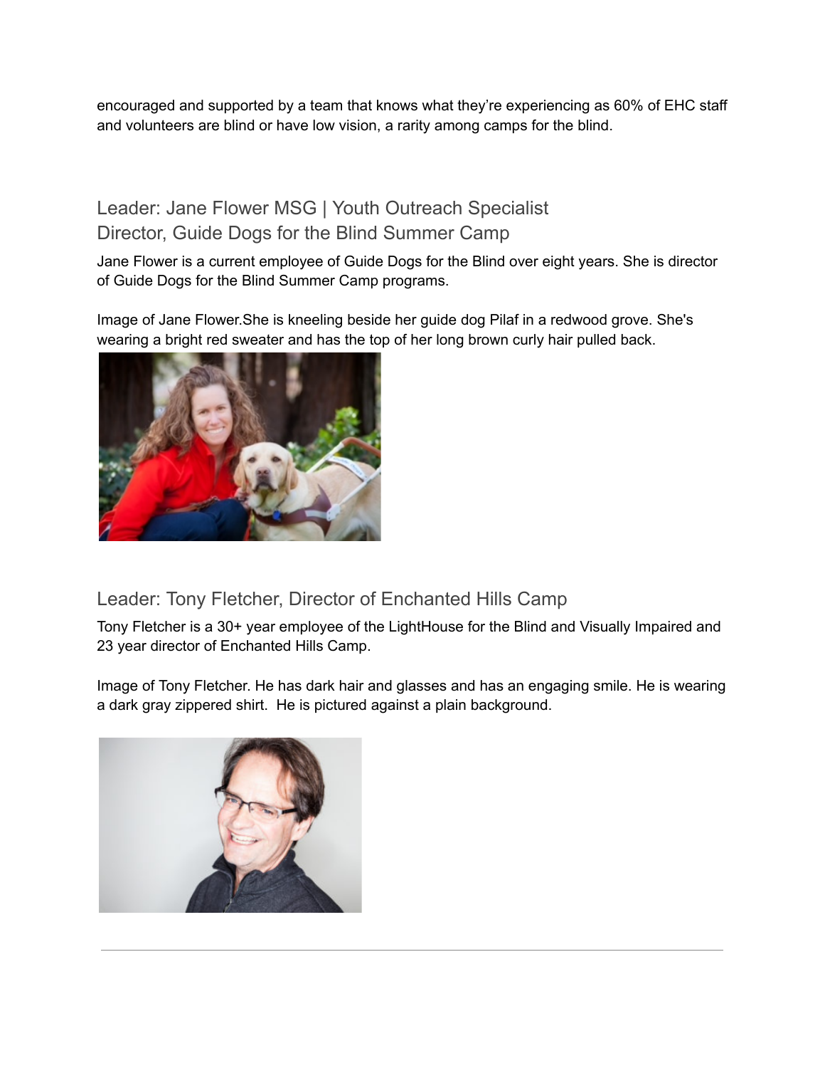encouraged and supported by a team that knows what they're experiencing as 60% of EHC staff and volunteers are blind or have low vision, a rarity among camps for the blind.

## Leader: Jane Flower MSG | Youth Outreach Specialist Director, Guide Dogs for the Blind Summer Camp

Jane Flower is a current employee of Guide Dogs for the Blind over eight years. She is director of Guide Dogs for the Blind Summer Camp programs.

Image of Jane Flower.She is kneeling beside her guide dog Pilaf in a redwood grove. She's wearing a bright red sweater and has the top of her long brown curly hair pulled back.

## Leader: Tony Fletcher, Director of Enchanted Hills Camp

Tony Fletcher is a 30+ year employee of the LightHouse for the Blind and Visually Impaired and 23 year director of Enchanted Hills Camp.

Image of Tony Fletcher. He has dark hair and glasses and has an engaging smile. He is wearing a dark gray zippered shirt. He is pictured against a plain background.

---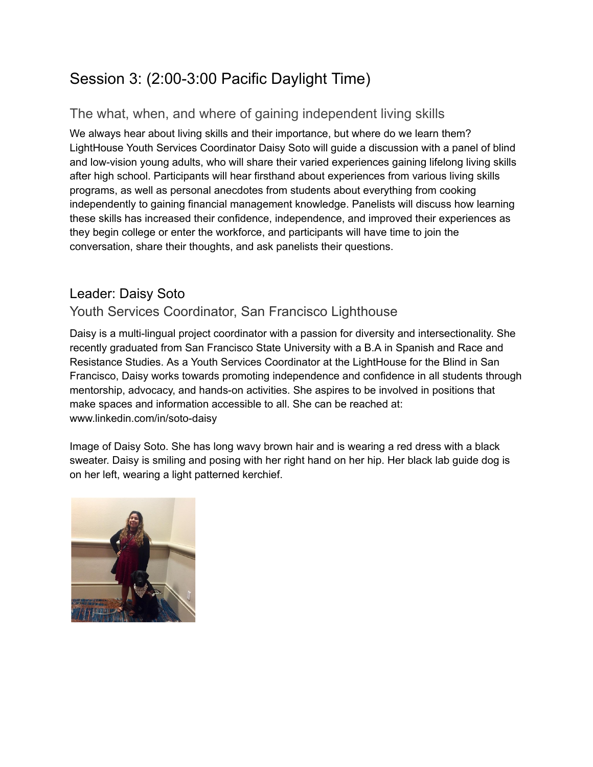# Session 3: (2:00-3:00 Pacific Daylight Time)

## The what, when, and where of gaining independent living skills

We always hear about living skills and their importance, but where do we learn them? LightHouse Youth Services Coordinator Daisy Soto will guide a discussion with a panel of blind and low-vision young adults, who will share their varied experiences gaining lifelong living skills after high school. Participants will hear firsthand about experiences from various living skills programs, as well as personal anecdotes from students about everything from cooking independently to gaining financial management knowledge. Panelists will discuss how learning these skills has increased their confidence, independence, and improved their experiences as they begin college or enter the workforce, and participants will have time to join the conversation, share their thoughts, and ask panelists their questions.

## Leader: Daisy Soto

### Youth Services Coordinator, San Francisco Lighthouse

Daisy is a multi-lingual project coordinator with a passion for diversity and intersectionality. She recently graduated from San Francisco State University with a B.A in Spanish and Race and Resistance Studies. As a Youth Services Coordinator at the LightHouse for the Blind in San Francisco, Daisy works towards promoting independence and confidence in all students through mentorship, advocacy, and hands-on activities. She aspires to be involved in positions that make spaces and information accessible to all. She can be reached at: www.linkedin.com/in/soto-daisy

Image of Daisy Soto. She has long wavy brown hair and is wearing a red dress with a black sweater. Daisy is smiling and posing with her right hand on her hip. Her black lab guide dog is on her left, wearing a light patterned kerchief.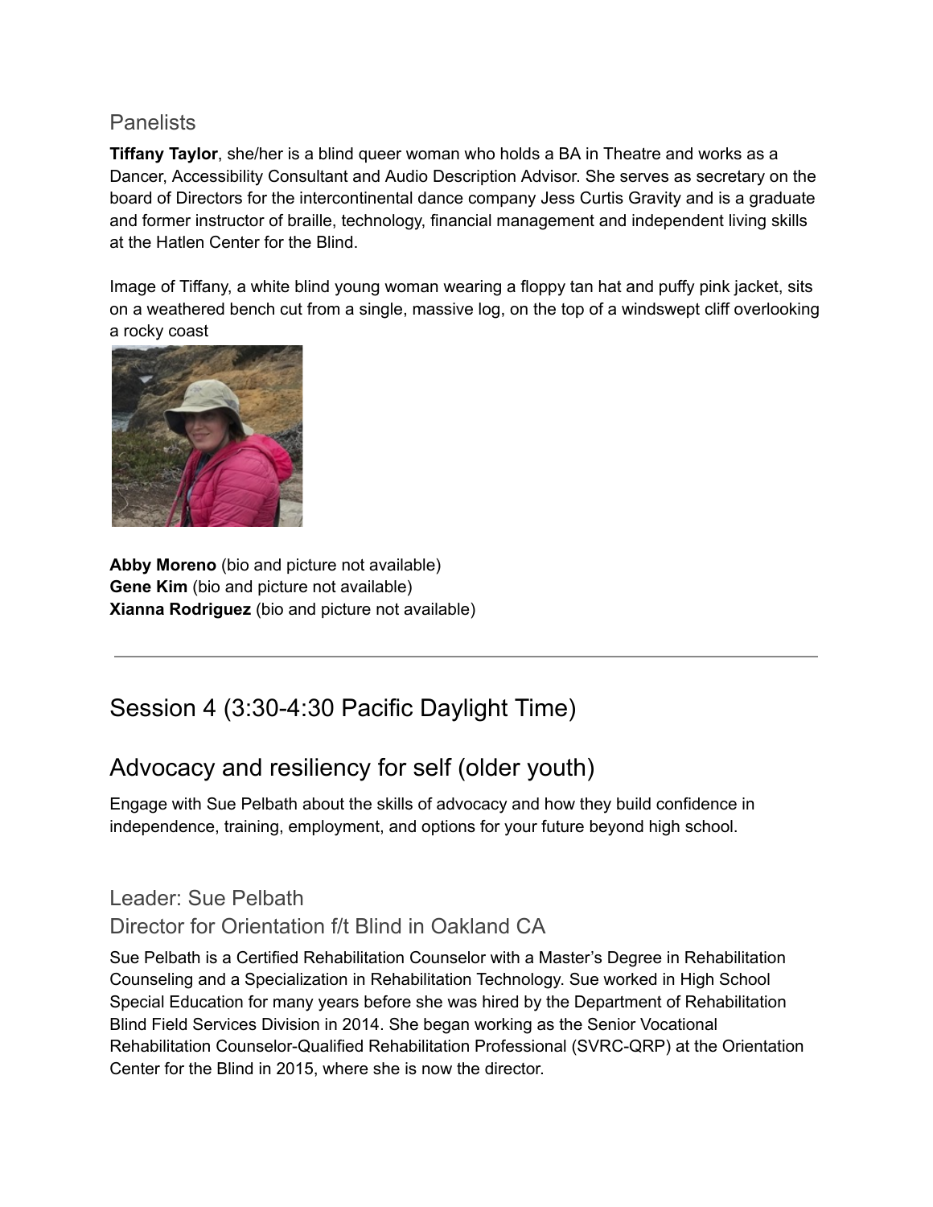### Panelists

**Tiffany Taylor**, she/her is a blind queer woman who holds a BA in Theatre and works as a Dancer, Accessibility Consultant and Audio Description Advisor. She serves as secretary on the board of Directors for the intercontinental dance company Jess Curtis Gravity and is a graduate and former instructor of braille, technology, financial management and independent living skills at the Hatlen Center for the Blind.

Image of Tiffany, a white blind young woman wearing a floppy tan hat and puffy pink jacket, sits on a weathered bench cut from a single, massive log, on the top of a windswept cliff overlooking a rocky coast

**Abby Moreno** (bio and picture not available)
**Gene Kim** (bio and picture not available)
**Xianna Rodriguez** (bio and picture not available)

---

## Session 4 (3:30-4:30 Pacific Daylight Time)

## Advocacy and resiliency for self (older youth)

Engage with Sue Pelbath about the skills of advocacy and how they build confidence in independence, training, employment, and options for your future beyond high school.

### Leader: Sue Pelbath

### Director for Orientation f/t Blind in Oakland CA

Sue Pelbath is a Certified Rehabilitation Counselor with a Master's Degree in Rehabilitation Counseling and a Specialization in Rehabilitation Technology. Sue worked in High School Special Education for many years before she was hired by the Department of Rehabilitation Blind Field Services Division in 2014. She began working as the Senior Vocational Rehabilitation Counselor-Qualified Rehabilitation Professional (SVRC-QRP) at the Orientation Center for the Blind in 2015, where she is now the director.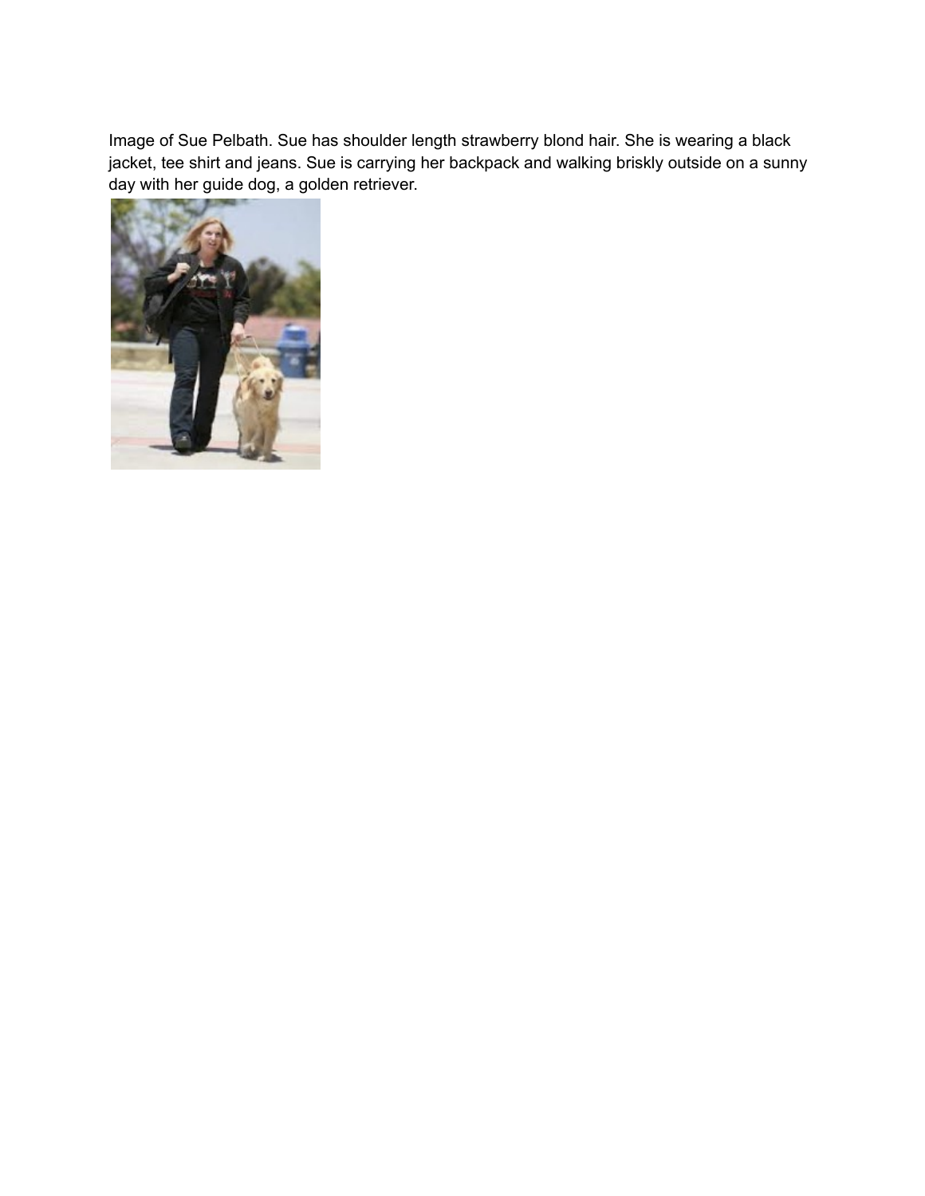Image of Sue Pelbath. Sue has shoulder length strawberry blond hair. She is wearing a black jacket, tee shirt and jeans. Sue is carrying her backpack and walking briskly outside on a sunny day with her guide dog, a golden retriever.